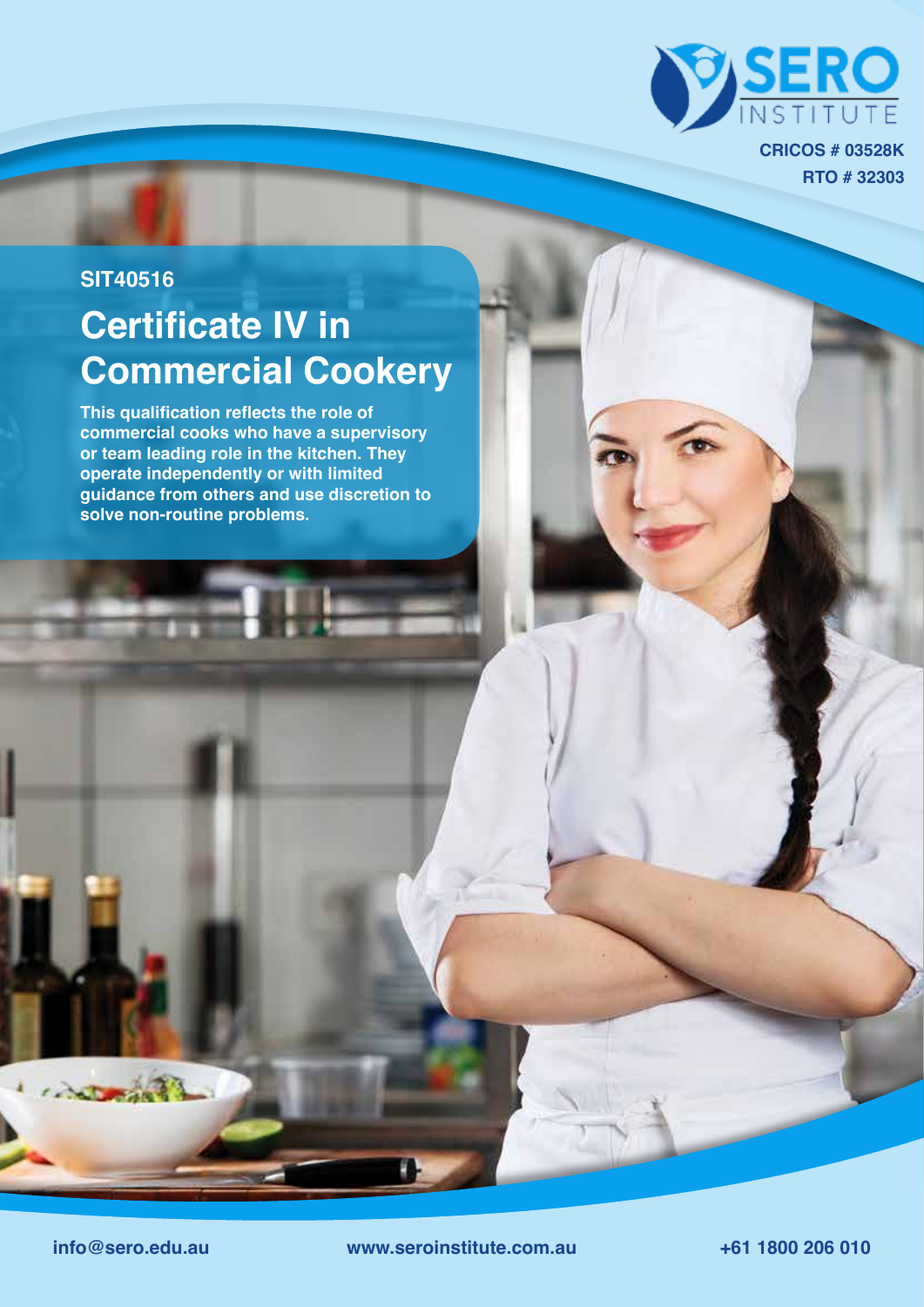SERO INSTITUTE

**CRICOS # 03528K**
**RTO # 32303**

**SIT40516**

# Certificate IV in Commercial Cookery

**This qualification reflects the role of commercial cooks who have a supervisory or team leading role in the kitchen. They operate independently or with limited guidance from others and use discretion to solve non-routine problems.**

**info@sero.edu.au** | **www.seroinstitute.com.au** | **+61 1800 206 010**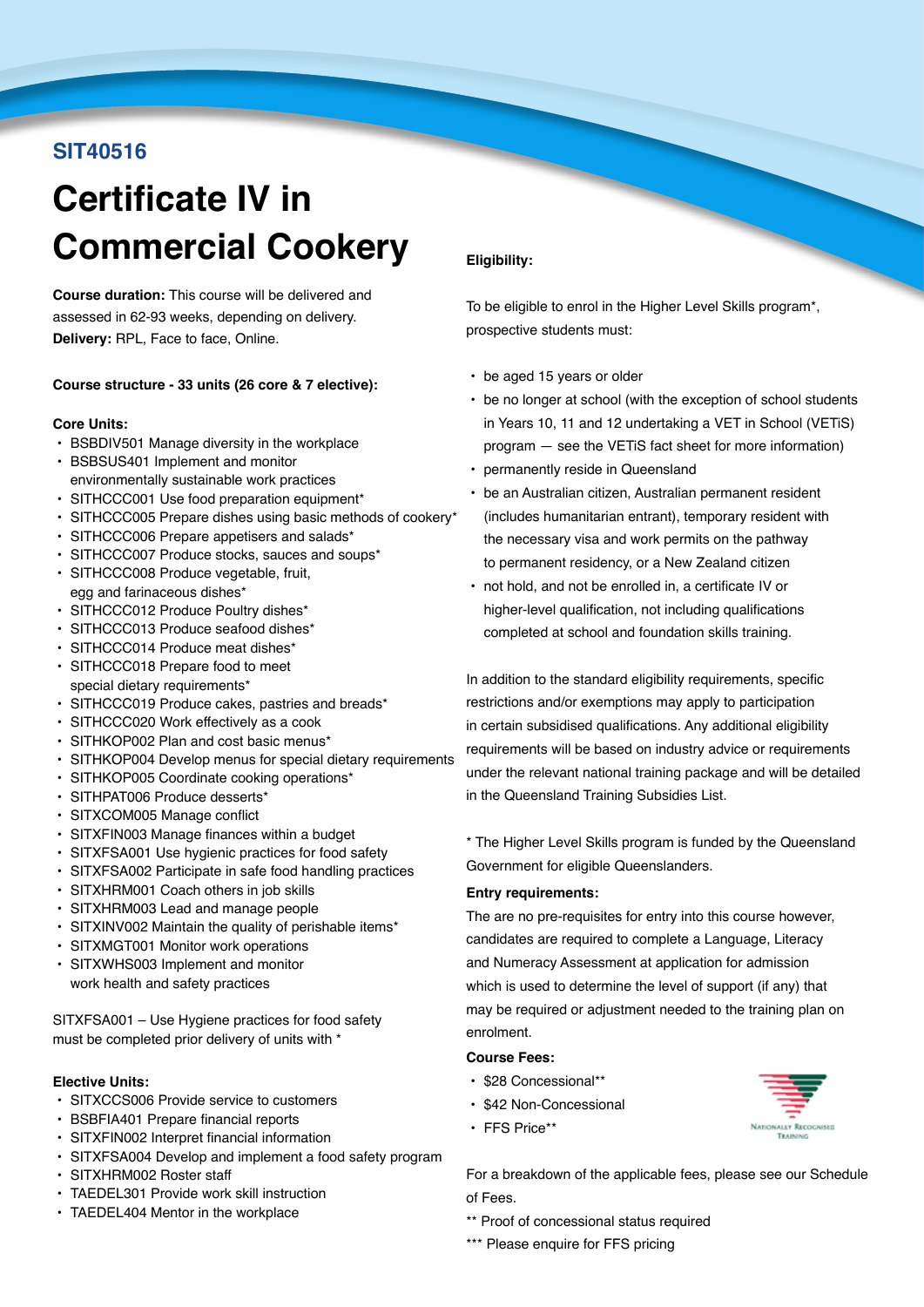## SIT40516

# Certificate IV in Commercial Cookery

**Course duration:** This course will be delivered and assessed in 62-93 weeks, depending on delivery.
**Delivery:** RPL, Face to face, Online.

**Course structure - 33 units (26 core & 7 elective):**

**Core Units:**

- BSBDIV501 Manage diversity in the workplace
- BSBSUS401 Implement and monitor environmentally sustainable work practices
- SITHCCC001 Use food preparation equipment*
- SITHCCC005 Prepare dishes using basic methods of cookery*
- SITHCCC006 Prepare appetisers and salads*
- SITHCCC007 Produce stocks, sauces and soups*
- SITHCCC008 Produce vegetable, fruit, egg and farinaceous dishes*
- SITHCCC012 Produce Poultry dishes*
- SITHCCC013 Produce seafood dishes*
- SITHCCC014 Produce meat dishes*
- SITHCCC018 Prepare food to meet special dietary requirements*
- SITHCCC019 Produce cakes, pastries and breads*
- SITHCCC020 Work effectively as a cook
- SITHKOP002 Plan and cost basic menus*
- SITHKOP004 Develop menus for special dietary requirements
- SITHKOP005 Coordinate cooking operations*
- SITHPAT006 Produce desserts*
- SITXCOM005 Manage conflict
- SITXFIN003 Manage finances within a budget
- SITXFSA001 Use hygienic practices for food safety
- SITXFSA002 Participate in safe food handling practices
- SITXHRM001 Coach others in job skills
- SITXHRM003 Lead and manage people
- SITXINV002 Maintain the quality of perishable items*
- SITXMGT001 Monitor work operations
- SITXWHS003 Implement and monitor work health and safety practices

SITXFSA001 – Use Hygiene practices for food safety must be completed prior delivery of units with *

**Elective Units:**

- SITXCCS006 Provide service to customers
- BSBFIA401 Prepare financial reports
- SITXFIN002 Interpret financial information
- SITXFSA004 Develop and implement a food safety program
- SITXHRM002 Roster staff
- TAEDEL301 Provide work skill instruction
- TAEDEL404 Mentor in the workplace

**Eligibility:**

To be eligible to enrol in the Higher Level Skills program*, prospective students must:

- be aged 15 years or older
- be no longer at school (with the exception of school students in Years 10, 11 and 12 undertaking a VET in School (VETiS) program — see the VETiS fact sheet for more information)
- permanently reside in Queensland
- be an Australian citizen, Australian permanent resident (includes humanitarian entrant), temporary resident with the necessary visa and work permits on the pathway to permanent residency, or a New Zealand citizen
- not hold, and not be enrolled in, a certificate IV or higher-level qualification, not including qualifications completed at school and foundation skills training.

In addition to the standard eligibility requirements, specific restrictions and/or exemptions may apply to participation in certain subsidised qualifications. Any additional eligibility requirements will be based on industry advice or requirements under the relevant national training package and will be detailed in the Queensland Training Subsidies List.

* The Higher Level Skills program is funded by the Queensland Government for eligible Queenslanders.

**Entry requirements:**

The are no pre-requisites for entry into this course however, candidates are required to complete a Language, Literacy and Numeracy Assessment at application for admission which is used to determine the level of support (if any) that may be required or adjustment needed to the training plan on enrolment.

**Course Fees:**

- $28 Concessional**
- $42 Non-Concessional
- FFS Price**

Nationally Recognised Training

For a breakdown of the applicable fees, please see our Schedule of Fees.

** Proof of concessional status required

*** Please enquire for FFS pricing